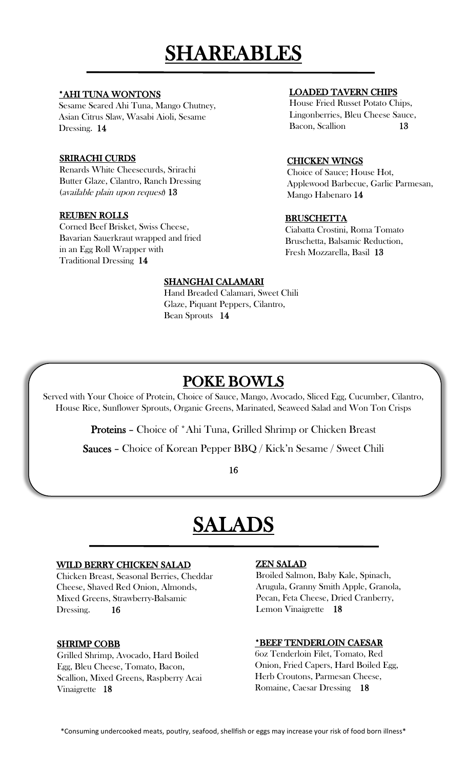# SHAREABLES

### *AHI TUNA WONTONS

Sesame Seared Ahi Tuna, Mango Chutney, Asian Citrus Slaw, Wasabi Aioli, Sesame Dressing. **14**

### SRIRACHI CURDS

Renards White Cheesecurds, Srirachi Butter Glaze, Cilantro, Ranch Dressing (*available plain upon request*) **13**

### REUBEN ROLLS

Corned Beef Brisket, Swiss Cheese, Bavarian Sauerkraut wrapped and fried in an Egg Roll Wrapper with Traditional Dressing **14**

### LOADED TAVERN CHIPS

House Fried Russet Potato Chips, Lingonberries, Bleu Cheese Sauce, Bacon, Scallion **13**

### CHICKEN WINGS

Choice of Sauce; House Hot, Applewood Barbecue, Garlic Parmesan, Mango Habenaro **14**

### BRUSCHETTA

Ciabatta Crostini, Roma Tomato Bruschetta, Balsamic Reduction, Fresh Mozzarella, Basil **13**

### SHANGHAI CALAMARI

Hand Breaded Calamari, Sweet Chili Glaze, Piquant Peppers, Cilantro, Bean Sprouts **14**

## POKE BOWLS

Served with Your Choice of Protein, Choice of Sauce, Mango, Avocado, Sliced Egg, Cucumber, Cilantro, House Rice, Sunflower Sprouts, Organic Greens, Marinated, Seaweed Salad and Won Ton Crisps

**Proteins** – Choice of *Ahi Tuna, Grilled Shrimp or Chicken Breast

**Sauces** – Choice of Korean Pepper BBQ / Kick'n Sesame / Sweet Chili

**16**

# SALADS

### WILD BERRY CHICKEN SALAD

Chicken Breast, Seasonal Berries, Cheddar Cheese, Shaved Red Onion, Almonds, Mixed Greens, Strawberry-Balsamic Dressing. **16**

### SHRIMP COBB

Grilled Shrimp, Avocado, Hard Boiled Egg, Bleu Cheese, Tomato, Bacon, Scallion, Mixed Greens, Raspberry Acai Vinaigrette **18**

### ZEN SALAD

Broiled Salmon, Baby Kale, Spinach, Arugula, Granny Smith Apple, Granola, Pecan, Feta Cheese, Dried Cranberry, Lemon Vinaigrette **18**

### *BEEF TENDERLOIN CAESAR

6oz Tenderloin Filet, Tomato, Red Onion, Fried Capers, Hard Boiled Egg, Herb Croutons, Parmesan Cheese, Romaine, Caesar Dressing **18**

*Consuming undercooked meats, poutlry, seafood, shellfish or eggs may increase your risk of food born illness*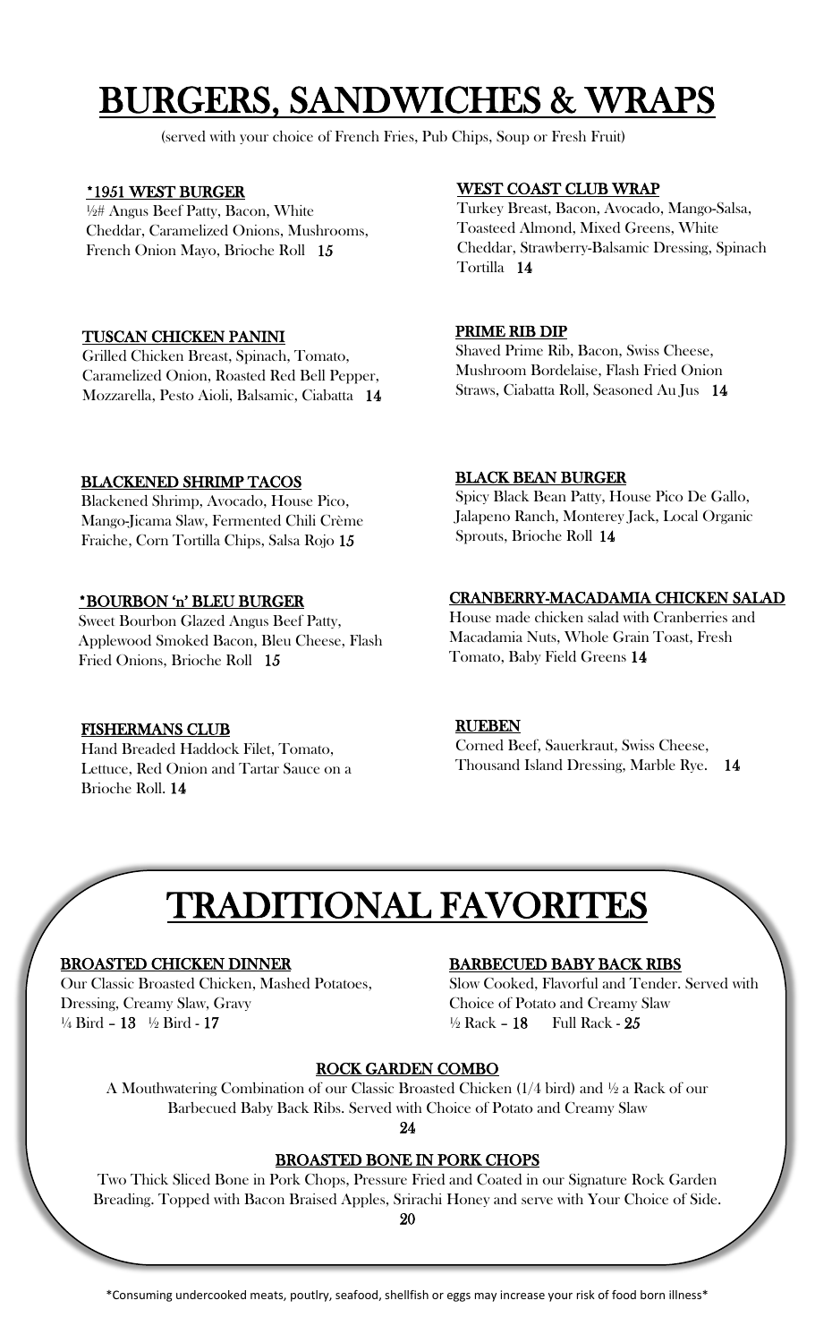# BURGERS, SANDWICHES & WRAPS

(served with your choice of French Fries, Pub Chips, Soup or Fresh Fruit)

### *1951 WEST BURGER

½# Angus Beef Patty, Bacon, White Cheddar, Caramelized Onions, Mushrooms, French Onion Mayo, Brioche Roll **15**

### TUSCAN CHICKEN PANINI

Grilled Chicken Breast, Spinach, Tomato, Caramelized Onion, Roasted Red Bell Pepper, Mozzarella, Pesto Aioli, Balsamic, Ciabatta **14**

### BLACKENED SHRIMP TACOS

Blackened Shrimp, Avocado, House Pico, Mango-Jicama Slaw, Fermented Chili Crème Fraiche, Corn Tortilla Chips, Salsa Rojo **15**

### *BOURBON 'n' BLEU BURGER

Sweet Bourbon Glazed Angus Beef Patty, Applewood Smoked Bacon, Bleu Cheese, Flash Fried Onions, Brioche Roll **15**

### FISHERMANS CLUB

Hand Breaded Haddock Filet, Tomato, Lettuce, Red Onion and Tartar Sauce on a Brioche Roll. **14**

### WEST COAST CLUB WRAP

Turkey Breast, Bacon, Avocado, Mango-Salsa, Toasteed Almond, Mixed Greens, White Cheddar, Strawberry-Balsamic Dressing, Spinach Tortilla **14**

### PRIME RIB DIP

Shaved Prime Rib, Bacon, Swiss Cheese, Mushroom Bordelaise, Flash Fried Onion Straws, Ciabatta Roll, Seasoned Au Jus **14**

### BLACK BEAN BURGER

Spicy Black Bean Patty, House Pico De Gallo, Jalapeno Ranch, Monterey Jack, Local Organic Sprouts, Brioche Roll **14**

### CRANBERRY-MACADAMIA CHICKEN SALAD

House made chicken salad with Cranberries and Macadamia Nuts, Whole Grain Toast, Fresh Tomato, Baby Field Greens **14**

### RUEBEN

Corned Beef, Sauerkraut, Swiss Cheese, Thousand Island Dressing, Marble Rye. **14**

# TRADITIONAL FAVORITES

### BROASTED CHICKEN DINNER

Our Classic Broasted Chicken, Mashed Potatoes, Dressing, Creamy Slaw, Gravy
¼ Bird – **13** ½ Bird - **17**

### BARBECUED BABY BACK RIBS

Slow Cooked, Flavorful and Tender. Served with Choice of Potato and Creamy Slaw
½ Rack – **18** Full Rack - **25**

### ROCK GARDEN COMBO

A Mouthwatering Combination of our Classic Broasted Chicken (1/4 bird) and ½ a Rack of our Barbecued Baby Back Ribs. Served with Choice of Potato and Creamy Slaw

**24**

### BROASTED BONE IN PORK CHOPS

Two Thick Sliced Bone in Pork Chops, Pressure Fried and Coated in our Signature Rock Garden Breading. Topped with Bacon Braised Apples, Srirachi Honey and serve with Your Choice of Side.

**20**

*Consuming undercooked meats, poutlry, seafood, shellfish or eggs may increase your risk of food born illness*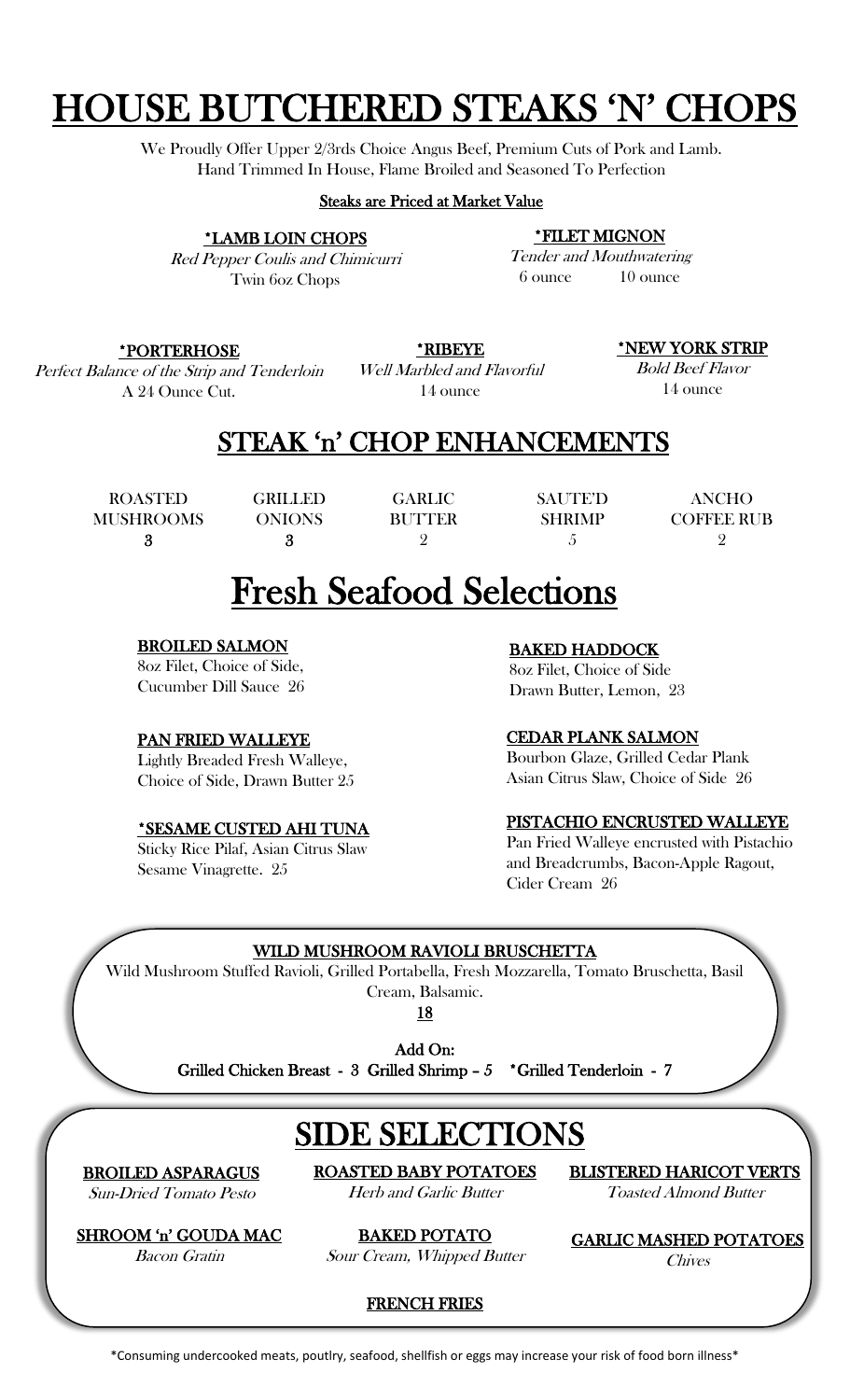# HOUSE BUTCHERED STEAKS 'N' CHOPS

We Proudly Offer Upper 2/3rds Choice Angus Beef, Premium Cuts of Pork and Lamb.
Hand Trimmed In House, Flame Broiled and Seasoned To Perfection

**Steaks are Priced at Market Value**

### *LAMB LOIN CHOPS
*Red Pepper Coulis and Chimicurri*
Twin 6oz Chops

### *FILET MIGNON
*Tender and Mouthwatering*
6 ounce 10 ounce

### *PORTERHOSE
*Perfect Balance of the Strip and Tenderloin*
A 24 Ounce Cut.

### *RIBEYE
*Well Marbled and Flavorful*
14 ounce

### *NEW YORK STRIP
*Bold Beef Flavor*
14 ounce

## STEAK 'n' CHOP ENHANCEMENTS

| ROASTED MUSHROOMS | GRILLED ONIONS | GARLIC BUTTER | SAUTE'D SHRIMP | ANCHO COFFEE RUB |
|---|---|---|---|---|
| 3 | 3 | 2 | 5 | 2 |

# Fresh Seafood Selections

### BROILED SALMON
8oz Filet, Choice of Side,
Cucumber Dill Sauce 26

### PAN FRIED WALLEYE
Lightly Breaded Fresh Walleye,
Choice of Side, Drawn Butter 25

### *SESAME CUSTED AHI TUNA
Sticky Rice Pilaf, Asian Citrus Slaw
Sesame Vinagrette. 25

### BAKED HADDOCK
8oz Filet, Choice of Side
Drawn Butter, Lemon, 23

### CEDAR PLANK SALMON
Bourbon Glaze, Grilled Cedar Plank
Asian Citrus Slaw, Choice of Side 26

### PISTACHIO ENCRUSTED WALLEYE
Pan Fried Walleye encrusted with Pistachio and Breadcrumbs, Bacon-Apple Ragout, Cider Cream 26

### WILD MUSHROOM RAVIOLI BRUSCHETTA
Wild Mushroom Stuffed Ravioli, Grilled Portabella, Fresh Mozzarella, Tomato Bruschetta, Basil Cream, Balsamic.
**18**

**Add On:**
**Grilled Chicken Breast - 3 Grilled Shrimp – 5 *Grilled Tenderloin - 7**

# SIDE SELECTIONS

**BROILED ASPARAGUS**
*Sun-Dried Tomato Pesto*

**ROASTED BABY POTATOES**
*Herb and Garlic Butter*

**BLISTERED HARICOT VERTS**
*Toasted Almond Butter*

**SHROOM 'n' GOUDA MAC**
*Bacon Gratin*

**BAKED POTATO**
*Sour Cream, Whipped Butter*

**GARLIC MASHED POTATOES**
*Chives*

**FRENCH FRIES**

*Consuming undercooked meats, poutlry, seafood, shellfish or eggs may increase your risk of food born illness*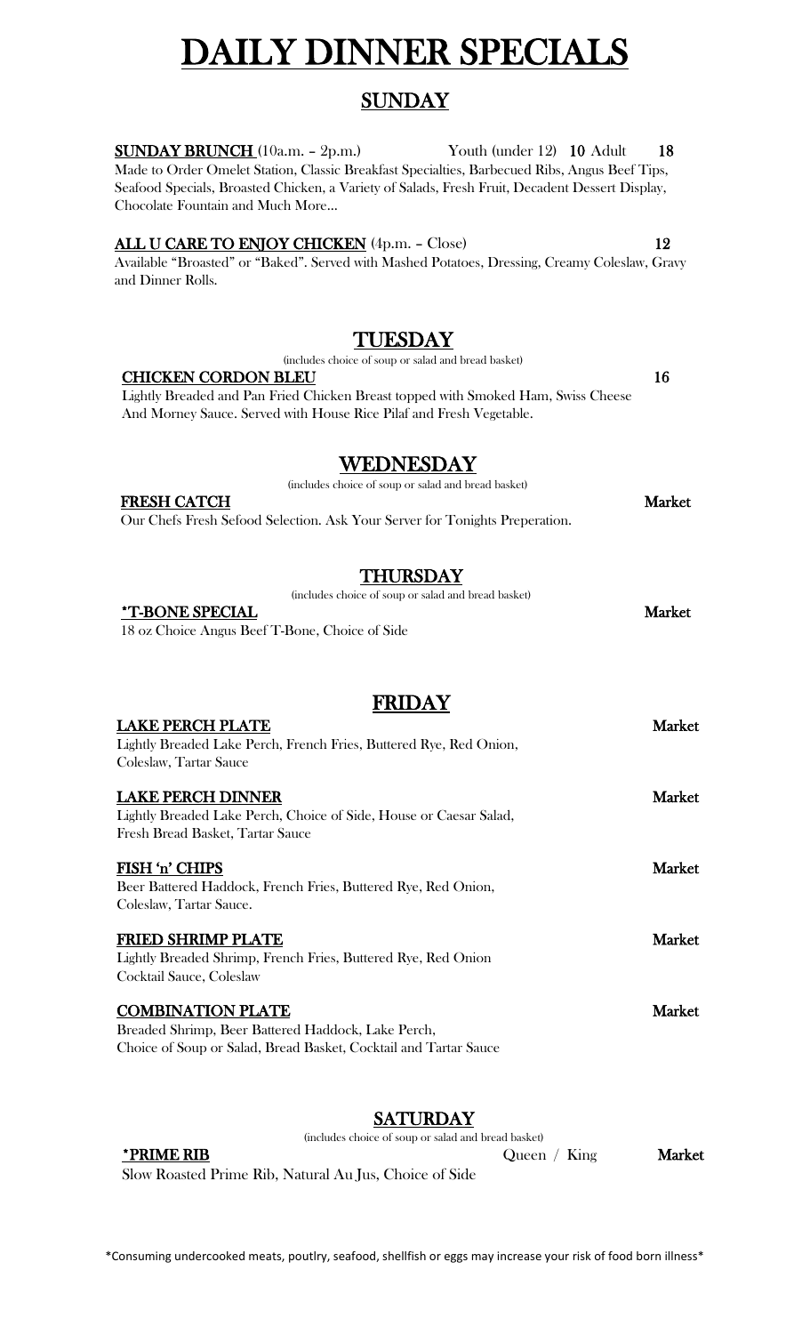# DAILY DINNER SPECIALS

## SUNDAY

**SUNDAY BRUNCH** (10a.m. – 2p.m.) Youth (under 12) **10** Adult **18**

Made to Order Omelet Station, Classic Breakfast Specialties, Barbecued Ribs, Angus Beef Tips, Seafood Specials, Broasted Chicken, a Variety of Salads, Fresh Fruit, Decadent Dessert Display, Chocolate Fountain and Much More…

**ALL U CARE TO ENJOY CHICKEN** (4p.m. – Close) **12**

Available "Broasted" or "Baked". Served with Mashed Potatoes, Dressing, Creamy Coleslaw, Gravy and Dinner Rolls.

## TUESDAY

(includes choice of soup or salad and bread basket)

**CHICKEN CORDON BLEU** **16**

Lightly Breaded and Pan Fried Chicken Breast topped with Smoked Ham, Swiss Cheese And Morney Sauce. Served with House Rice Pilaf and Fresh Vegetable.

## WEDNESDAY

(includes choice of soup or salad and bread basket)

**FRESH CATCH** **Market**

Our Chefs Fresh Sefood Selection. Ask Your Server for Tonights Preperation.

## THURSDAY

(includes choice of soup or salad and bread basket)

**\*T-BONE SPECIAL** **Market**

18 oz Choice Angus Beef T-Bone, Choice of Side

## FRIDAY

**LAKE PERCH PLATE** **Market**

Lightly Breaded Lake Perch, French Fries, Buttered Rye, Red Onion, Coleslaw, Tartar Sauce

**LAKE PERCH DINNER** **Market**

Lightly Breaded Lake Perch, Choice of Side, House or Caesar Salad, Fresh Bread Basket, Tartar Sauce

**FISH 'n' CHIPS** **Market**

Beer Battered Haddock, French Fries, Buttered Rye, Red Onion, Coleslaw, Tartar Sauce.

**FRIED SHRIMP PLATE** **Market**

Lightly Breaded Shrimp, French Fries, Buttered Rye, Red Onion Cocktail Sauce, Coleslaw

**COMBINATION PLATE** **Market**

Breaded Shrimp, Beer Battered Haddock, Lake Perch, Choice of Soup or Salad, Bread Basket, Cocktail and Tartar Sauce

## SATURDAY

(includes choice of soup or salad and bread basket)

**\*PRIME RIB** Queen / King **Market**

Slow Roasted Prime Rib, Natural Au Jus, Choice of Side

\*Consuming undercooked meats, poutlry, seafood, shellfish or eggs may increase your risk of food born illness\*